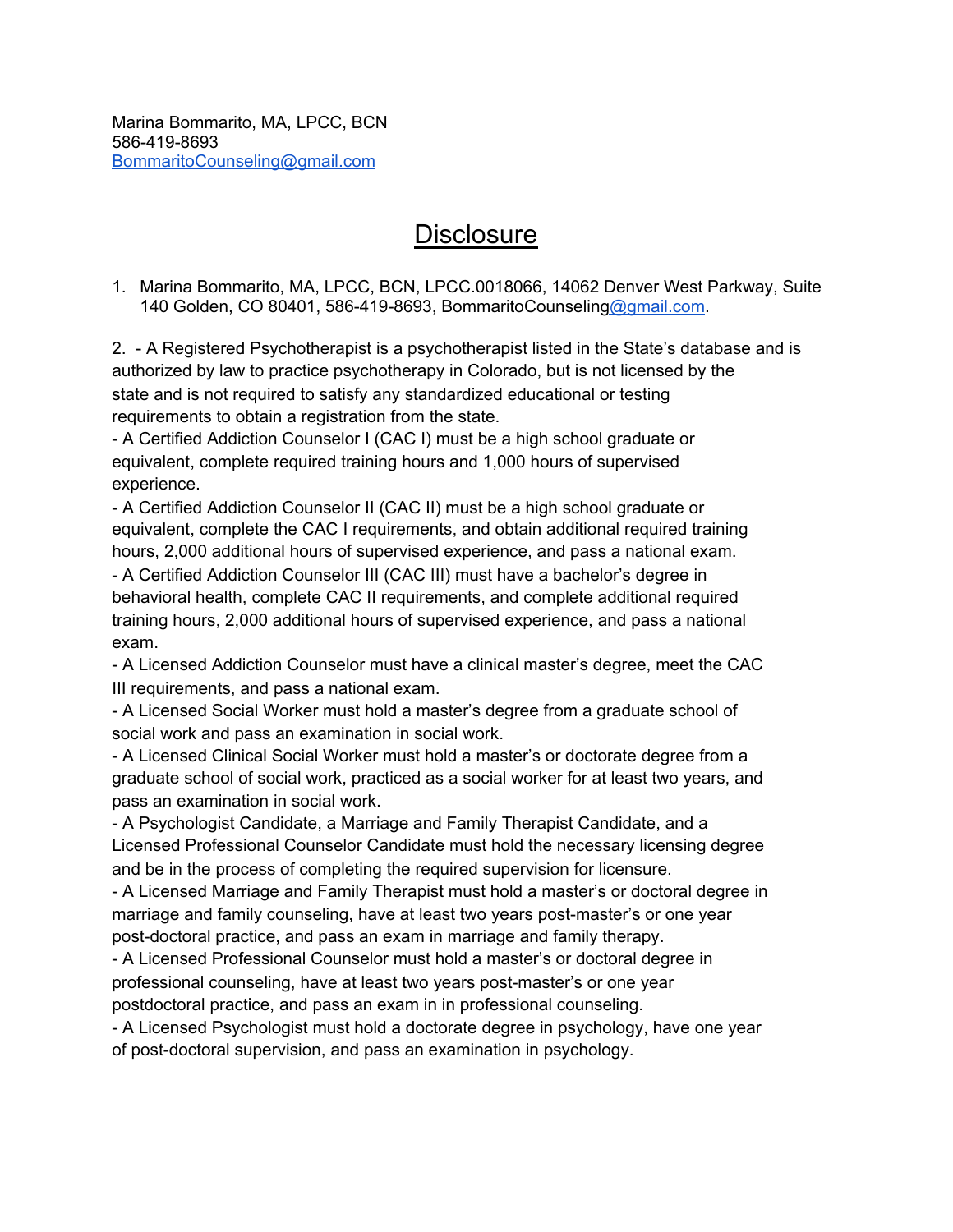Marina Bommarito, MA, LPCC, BCN
586-419-8693
BommaritoCounseling@gmail.com

# Disclosure

1. Marina Bommarito, MA, LPCC, BCN, LPCC.0018066, 14062 Denver West Parkway, Suite 140 Golden, CO 80401, 586-419-8693, BommaritoCounseling@gmail.com.

2. - A Registered Psychotherapist is a psychotherapist listed in the State's database and is authorized by law to practice psychotherapy in Colorado, but is not licensed by the state and is not required to satisfy any standardized educational or testing requirements to obtain a registration from the state.
- A Certified Addiction Counselor I (CAC I) must be a high school graduate or equivalent, complete required training hours and 1,000 hours of supervised experience.
- A Certified Addiction Counselor II (CAC II) must be a high school graduate or equivalent, complete the CAC I requirements, and obtain additional required training hours, 2,000 additional hours of supervised experience, and pass a national exam.
- A Certified Addiction Counselor III (CAC III) must have a bachelor's degree in behavioral health, complete CAC II requirements, and complete additional required training hours, 2,000 additional hours of supervised experience, and pass a national exam.
- A Licensed Addiction Counselor must have a clinical master's degree, meet the CAC III requirements, and pass a national exam.
- A Licensed Social Worker must hold a master's degree from a graduate school of social work and pass an examination in social work.
- A Licensed Clinical Social Worker must hold a master's or doctorate degree from a graduate school of social work, practiced as a social worker for at least two years, and pass an examination in social work.
- A Psychologist Candidate, a Marriage and Family Therapist Candidate, and a Licensed Professional Counselor Candidate must hold the necessary licensing degree and be in the process of completing the required supervision for licensure.
- A Licensed Marriage and Family Therapist must hold a master's or doctoral degree in marriage and family counseling, have at least two years post-master's or one year post-doctoral practice, and pass an exam in marriage and family therapy.
- A Licensed Professional Counselor must hold a master's or doctoral degree in professional counseling, have at least two years post-master's or one year postdoctoral practice, and pass an exam in in professional counseling.
- A Licensed Psychologist must hold a doctorate degree in psychology, have one year of post-doctoral supervision, and pass an examination in psychology.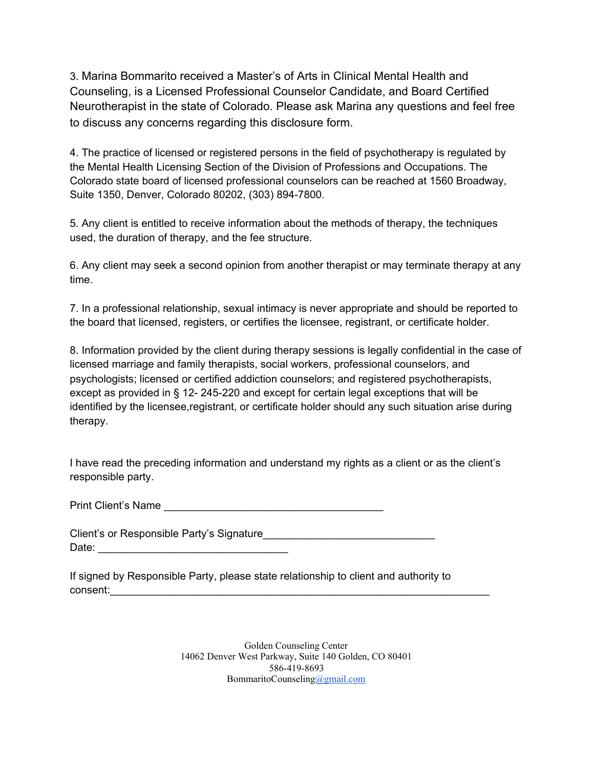3. Marina Bommarito received a Master's of Arts in Clinical Mental Health and Counseling, is a Licensed Professional Counselor Candidate, and Board Certified Neurotherapist in the state of Colorado. Please ask Marina any questions and feel free to discuss any concerns regarding this disclosure form.

4. The practice of licensed or registered persons in the field of psychotherapy is regulated by the Mental Health Licensing Section of the Division of Professions and Occupations. The Colorado state board of licensed professional counselors can be reached at 1560 Broadway, Suite 1350, Denver, Colorado 80202, (303) 894-7800.

5. Any client is entitled to receive information about the methods of therapy, the techniques used, the duration of therapy, and the fee structure.

6. Any client may seek a second opinion from another therapist or may terminate therapy at any time.

7. In a professional relationship, sexual intimacy is never appropriate and should be reported to the board that licensed, registers, or certifies the licensee, registrant, or certificate holder.

8. Information provided by the client during therapy sessions is legally confidential in the case of licensed marriage and family therapists, social workers, professional counselors, and psychologists; licensed or certified addiction counselors; and registered psychotherapists, except as provided in § 12- 245-220 and except for certain legal exceptions that will be identified by the licensee,registrant, or certificate holder should any such situation arise during therapy.

I have read the preceding information and understand my rights as a client or as the client's responsible party.

Print Client's Name ____________________________________

Client's or Responsible Party's Signature____________________________

Date: ________________________________

If signed by Responsible Party, please state relationship to client and authority to consent:_______________________________________________________________

Golden Counseling Center
14062 Denver West Parkway, Suite 140 Golden, CO 80401
586-419-8693
BommaritoCounseling@gmail.com